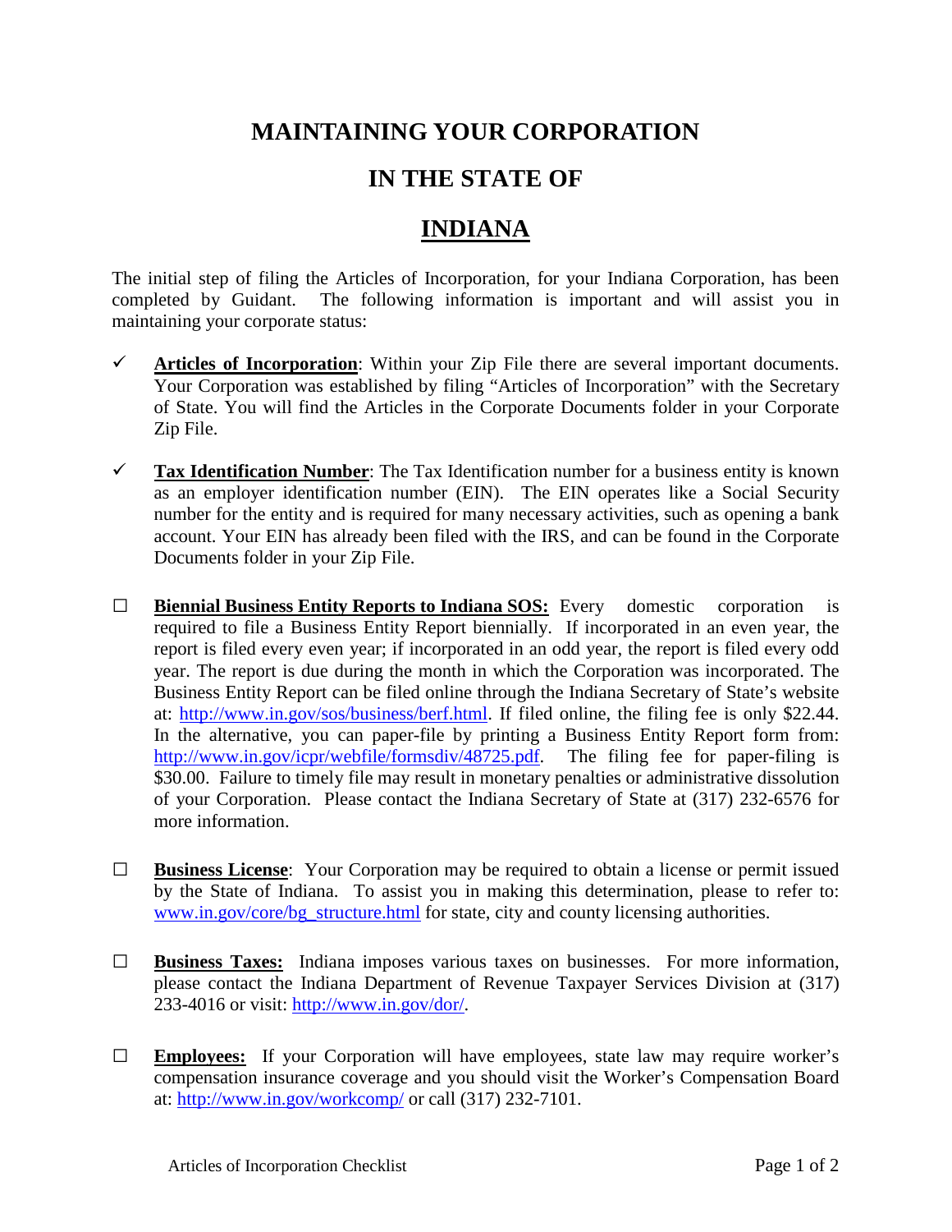# MAINTAINING YOUR CORPORATION

# IN THE STATE OF

# INDIANA

The initial step of filing the Articles of Incorporation, for your Indiana Corporation, has been completed by Guidant. The following information is important and will assist you in maintaining your corporate status:

- ✓ **Articles of Incorporation**: Within your Zip File there are several important documents. Your Corporation was established by filing "Articles of Incorporation" with the Secretary of State. You will find the Articles in the Corporate Documents folder in your Corporate Zip File.

- ✓ **Tax Identification Number**: The Tax Identification number for a business entity is known as an employer identification number (EIN). The EIN operates like a Social Security number for the entity and is required for many necessary activities, such as opening a bank account. Your EIN has already been filed with the IRS, and can be found in the Corporate Documents folder in your Zip File.

- ☐ **Biennial Business Entity Reports to Indiana SOS:** Every domestic corporation is required to file a Business Entity Report biennially. If incorporated in an even year, the report is filed every even year; if incorporated in an odd year, the report is filed every odd year. The report is due during the month in which the Corporation was incorporated. The Business Entity Report can be filed online through the Indiana Secretary of State's website at: http://www.in.gov/sos/business/berf.html. If filed online, the filing fee is only $22.44. In the alternative, you can paper-file by printing a Business Entity Report form from: http://www.in.gov/icpr/webfile/formsdiv/48725.pdf. The filing fee for paper-filing is $30.00. Failure to timely file may result in monetary penalties or administrative dissolution of your Corporation. Please contact the Indiana Secretary of State at (317) 232-6576 for more information.

- ☐ **Business License**: Your Corporation may be required to obtain a license or permit issued by the State of Indiana. To assist you in making this determination, please to refer to: www.in.gov/core/bg_structure.html for state, city and county licensing authorities.

- ☐ **Business Taxes:** Indiana imposes various taxes on businesses. For more information, please contact the Indiana Department of Revenue Taxpayer Services Division at (317) 233-4016 or visit: http://www.in.gov/dor/.

- ☐ **Employees:** If your Corporation will have employees, state law may require worker's compensation insurance coverage and you should visit the Worker's Compensation Board at: http://www.in.gov/workcomp/ or call (317) 232-7101.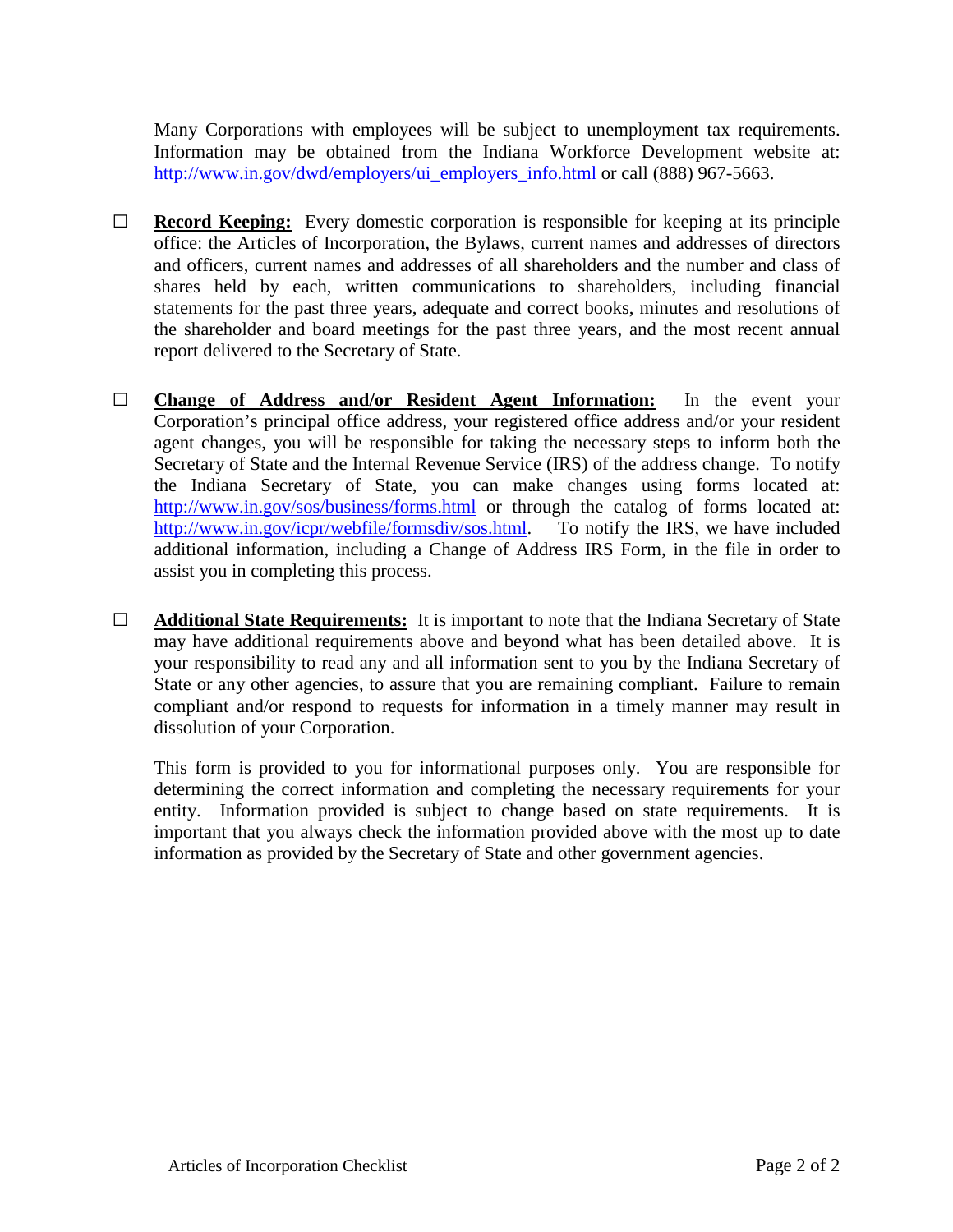Many Corporations with employees will be subject to unemployment tax requirements. Information may be obtained from the Indiana Workforce Development website at: http://www.in.gov/dwd/employers/ui_employers_info.html or call (888) 967-5663.

- ☐ **Record Keeping:** Every domestic corporation is responsible for keeping at its principle office: the Articles of Incorporation, the Bylaws, current names and addresses of directors and officers, current names and addresses of all shareholders and the number and class of shares held by each, written communications to shareholders, including financial statements for the past three years, adequate and correct books, minutes and resolutions of the shareholder and board meetings for the past three years, and the most recent annual report delivered to the Secretary of State.

- ☐ **Change of Address and/or Resident Agent Information:** In the event your Corporation's principal office address, your registered office address and/or your resident agent changes, you will be responsible for taking the necessary steps to inform both the Secretary of State and the Internal Revenue Service (IRS) of the address change. To notify the Indiana Secretary of State, you can make changes using forms located at: http://www.in.gov/sos/business/forms.html or through the catalog of forms located at: http://www.in.gov/icpr/webfile/formsdiv/sos.html. To notify the IRS, we have included additional information, including a Change of Address IRS Form, in the file in order to assist you in completing this process.

- ☐ **Additional State Requirements:** It is important to note that the Indiana Secretary of State may have additional requirements above and beyond what has been detailed above. It is your responsibility to read any and all information sent to you by the Indiana Secretary of State or any other agencies, to assure that you are remaining compliant. Failure to remain compliant and/or respond to requests for information in a timely manner may result in dissolution of your Corporation.

This form is provided to you for informational purposes only. You are responsible for determining the correct information and completing the necessary requirements for your entity. Information provided is subject to change based on state requirements. It is important that you always check the information provided above with the most up to date information as provided by the Secretary of State and other government agencies.